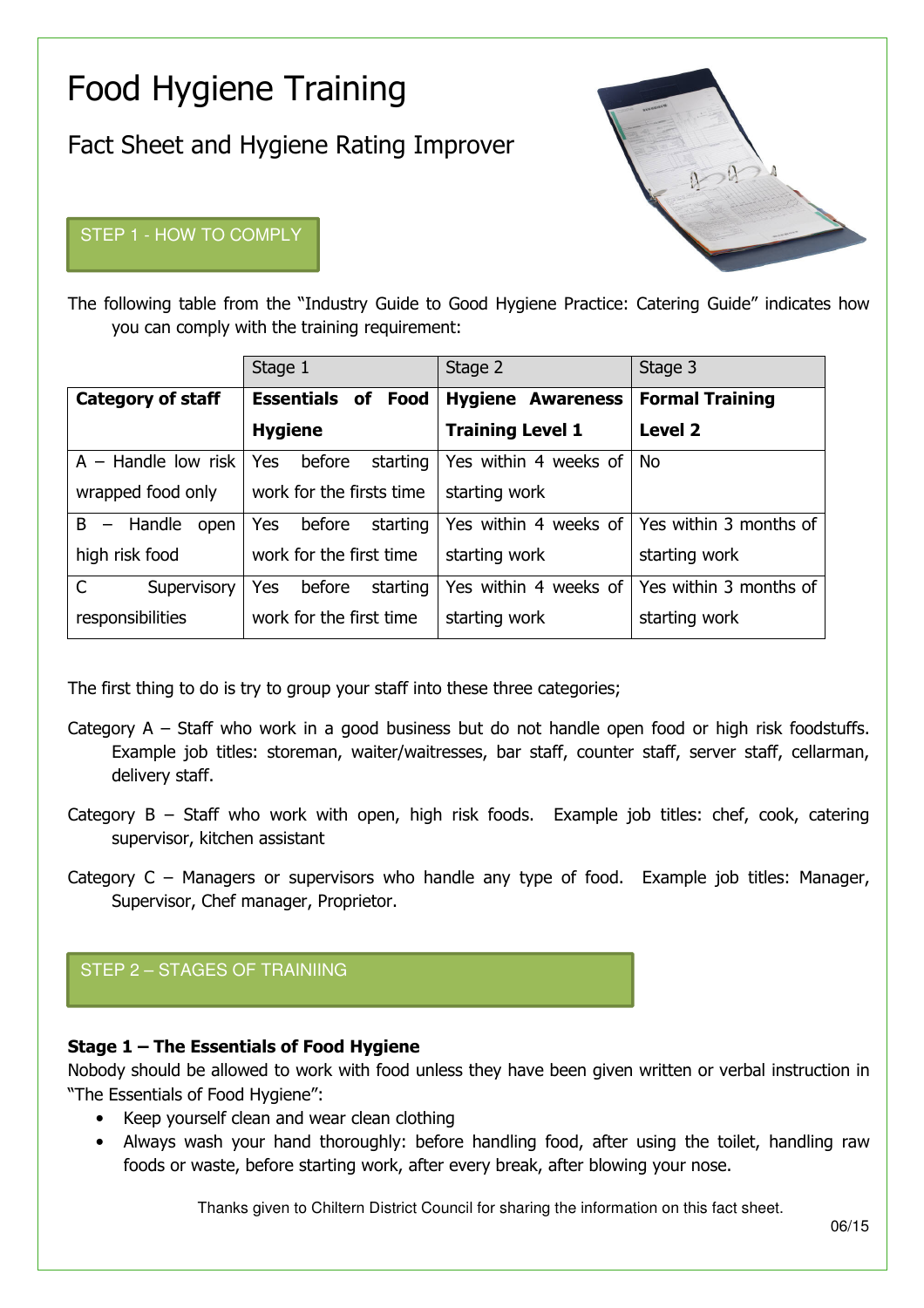# Food Hygiene Training

## Fact Sheet and Hygiene Rating Improver

### STEP 1 - HOW TO COMPLY

The following table from the "Industry Guide to Good Hygiene Practice: Catering Guide" indicates how you can comply with the training requirement:

| | Stage 1 | Stage 2 | Stage 3 |
|---|---|---|---|
| **Category of staff** | **Essentials of Food Hygiene** | **Hygiene Awareness Training Level 1** | **Formal Training Level 2** |
| A – Handle low risk wrapped food only | Yes before starting work for the firsts time | Yes within 4 weeks of starting work | No |
| B – Handle open high risk food | Yes before starting work for the first time | Yes within 4 weeks of starting work | Yes within 3 months of starting work |
| C Supervisory responsibilities | Yes before starting work for the first time | Yes within 4 weeks of starting work | Yes within 3 months of starting work |

The first thing to do is try to group your staff into these three categories;

Category A – Staff who work in a good business but do not handle open food or high risk foodstuffs. Example job titles: storeman, waiter/waitresses, bar staff, counter staff, server staff, cellarman, delivery staff.

Category B – Staff who work with open, high risk foods. Example job titles: chef, cook, catering supervisor, kitchen assistant

Category C – Managers or supervisors who handle any type of food. Example job titles: Manager, Supervisor, Chef manager, Proprietor.

### STEP 2 – STAGES OF TRAINIING

**Stage 1 – The Essentials of Food Hygiene**

Nobody should be allowed to work with food unless they have been given written or verbal instruction in "The Essentials of Food Hygiene":

- Keep yourself clean and wear clean clothing
- Always wash your hand thoroughly: before handling food, after using the toilet, handling raw foods or waste, before starting work, after every break, after blowing your nose.

Thanks given to Chiltern District Council for sharing the information on this fact sheet.

06/15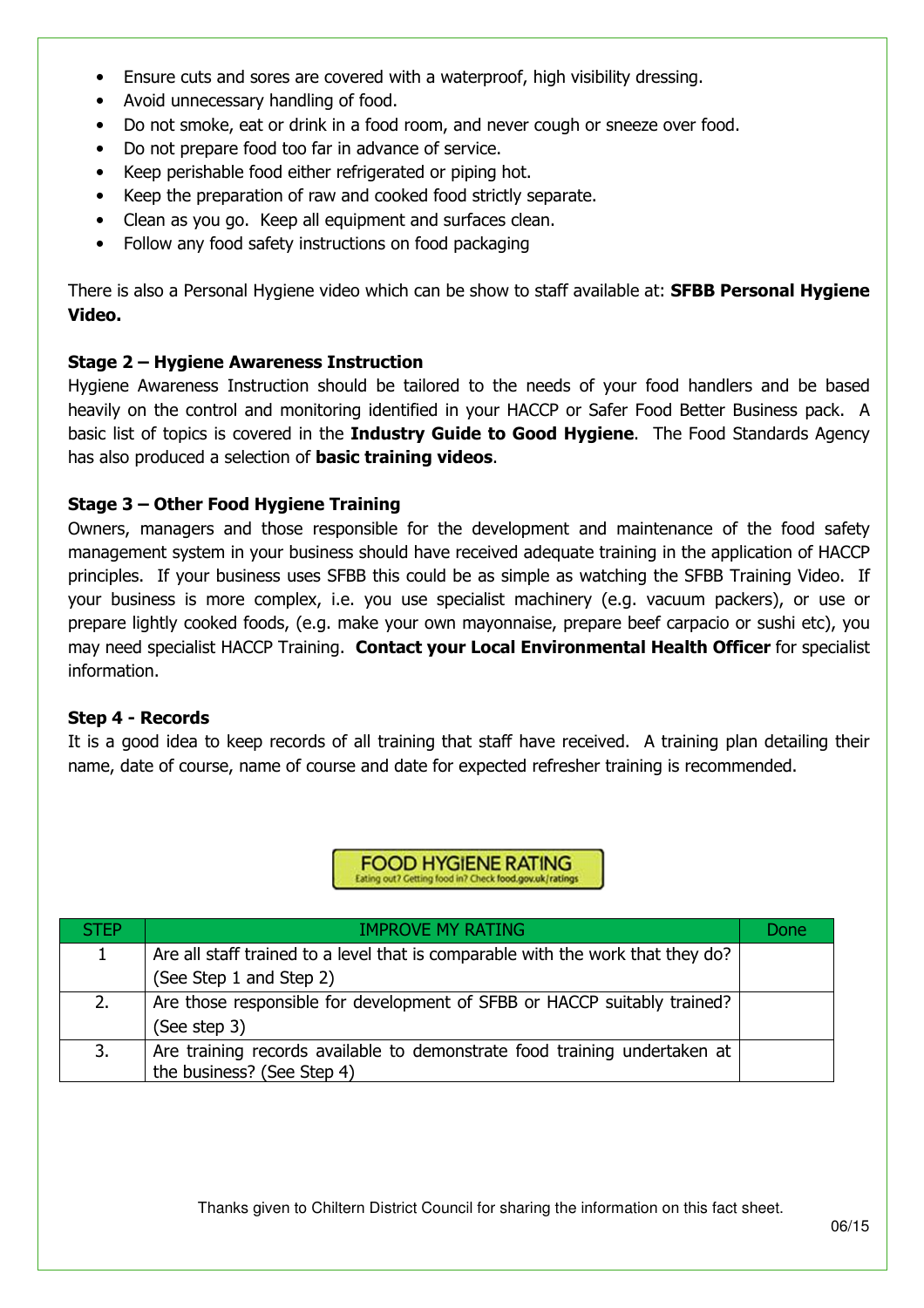- Ensure cuts and sores are covered with a waterproof, high visibility dressing.
- Avoid unnecessary handling of food.
- Do not smoke, eat or drink in a food room, and never cough or sneeze over food.
- Do not prepare food too far in advance of service.
- Keep perishable food either refrigerated or piping hot.
- Keep the preparation of raw and cooked food strictly separate.
- Clean as you go. Keep all equipment and surfaces clean.
- Follow any food safety instructions on food packaging

There is also a Personal Hygiene video which can be show to staff available at: **SFBB Personal Hygiene Video.**

**Stage 2 – Hygiene Awareness Instruction**

Hygiene Awareness Instruction should be tailored to the needs of your food handlers and be based heavily on the control and monitoring identified in your HACCP or Safer Food Better Business pack. A basic list of topics is covered in the **Industry Guide to Good Hygiene**. The Food Standards Agency has also produced a selection of **basic training videos**.

**Stage 3 – Other Food Hygiene Training**

Owners, managers and those responsible for the development and maintenance of the food safety management system in your business should have received adequate training in the application of HACCP principles. If your business uses SFBB this could be as simple as watching the SFBB Training Video. If your business is more complex, i.e. you use specialist machinery (e.g. vacuum packers), or use or prepare lightly cooked foods, (e.g. make your own mayonnaise, prepare beef carpacio or sushi etc), you may need specialist HACCP Training. **Contact your Local Environmental Health Officer** for specialist information.

**Step 4 - Records**

It is a good idea to keep records of all training that staff have received. A training plan detailing their name, date of course, name of course and date for expected refresher training is recommended.

FOOD HYGIENE RATING
Eating out? Getting food in? Check food.gov.uk/ratings

| STEP | IMPROVE MY RATING | Done |
|---|---|---|
| 1 | Are all staff trained to a level that is comparable with the work that they do? (See Step 1 and Step 2) | |
| 2. | Are those responsible for development of SFBB or HACCP suitably trained? (See step 3) | |
| 3. | Are training records available to demonstrate food training undertaken at the business? (See Step 4) | |

Thanks given to Chiltern District Council for sharing the information on this fact sheet.

06/15